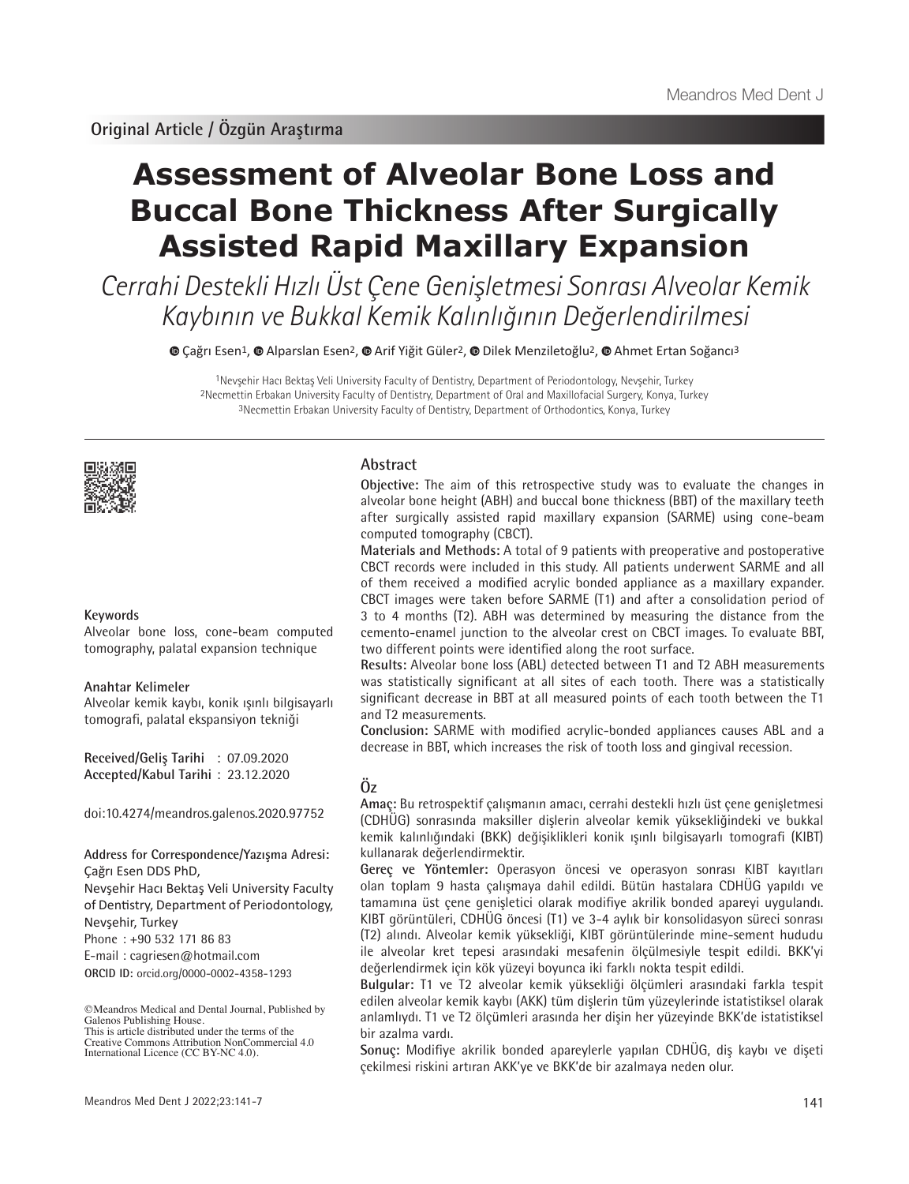Original Article / Özgün Araştırma

# Assessment of Alveolar Bone Loss and Buccal Bone Thickness After Surgically Assisted Rapid Maxillary Expansion

## *Cerrahi Destekli Hızlı Üst Çene Genişletmesi Sonrası Alveolar Kemik Kaybının ve Bukkal Kemik Kalınlığının Değerlendirilmesi*

Çağrı Esen[1], Alparslan Esen[2], Arif Yiğit Güler[2], Dilek Menziletoğlu[2], Ahmet Ertan Soğancı[3]

[1]Nevşehir Hacı Bektaş Veli University Faculty of Dentistry, Department of Periodontology, Nevşehir, Turkey
[2]Necmettin Erbakan University Faculty of Dentistry, Department of Oral and Maxillofacial Surgery, Konya, Turkey
[3]Necmettin Erbakan University Faculty of Dentistry, Department of Orthodontics, Konya, Turkey

### Abstract

**Objective:** The aim of this retrospective study was to evaluate the changes in alveolar bone height (ABH) and buccal bone thickness (BBT) of the maxillary teeth after surgically assisted rapid maxillary expansion (SARME) using cone-beam computed tomography (CBCT).

**Materials and Methods:** A total of 9 patients with preoperative and postoperative CBCT records were included in this study. All patients underwent SARME and all of them received a modified acrylic bonded appliance as a maxillary expander. CBCT images were taken before SARME (T1) and after a consolidation period of 3 to 4 months (T2). ABH was determined by measuring the distance from the cemento-enamel junction to the alveolar crest on CBCT images. To evaluate BBT, two different points were identified along the root surface.

**Results:** Alveolar bone loss (ABL) detected between T1 and T2 ABH measurements was statistically significant at all sites of each tooth. There was a statistically significant decrease in BBT at all measured points of each tooth between the T1 and T2 measurements.

**Conclusion:** SARME with modified acrylic-bonded appliances causes ABL and a decrease in BBT, which increases the risk of tooth loss and gingival recession.

### Öz

**Amaç:** Bu retrospektif çalışmanın amacı, cerrahi destekli hızlı üst çene genişletmesi (CDHÜG) sonrasında maksiller dişlerin alveolar kemik yüksekliğindeki ve bukkal kemik kalınlığındaki (BKK) değişiklikleri konik ışınlı bilgisayarlı tomografi (KIBT) kullanarak değerlendirmektir.

**Gereç ve Yöntemler:** Operasyon öncesi ve operasyon sonrası KIBT kayıtları olan toplam 9 hasta çalışmaya dahil edildi. Bütün hastalara CDHÜG yapıldı ve tamamına üst çene genişletici olarak modifiye akrilik bonded apareyi uygulandı. KIBT görüntüleri, CDHÜG öncesi (T1) ve 3-4 aylık bir konsolidasyon süreci sonrası (T2) alındı. Alveolar kemik yüksekliği, KIBT görüntülerinde mine-sement hududu ile alveolar kret tepesi arasındaki mesafenin ölçülmesiyle tespit edildi. BKK'yi değerlendirmek için kök yüzeyi boyunca iki farklı nokta tespit edildi.

**Bulgular:** T1 ve T2 alveolar kemik yüksekliği ölçümleri arasındaki farkla tespit edilen alveolar kemik kaybı (AKK) tüm dişlerin tüm yüzeylerinde istatistiksel olarak anlamlıydı. T1 ve T2 ölçümleri arasında her dişin her yüzeyinde BKK'de istatistiksel bir azalma vardı.

**Sonuç:** Modifiye akrilik bonded apareylerle yapılan CDHÜG, diş kaybı ve dişeti çekilmesi riskini artıran AKK'ye ve BKK'de bir azalmaya neden olur.

**Keywords**

Alveolar bone loss, cone-beam computed tomography, palatal expansion technique

**Anahtar Kelimeler**

Alveolar kemik kaybı, konik ışınlı bilgisayarlı tomografi, palatal ekspansiyon tekniği

**Received/Geliş Tarihi** : 07.09.2020
**Accepted/Kabul Tarihi** : 23.12.2020

doi:10.4274/meandros.galenos.2020.97752

**Address for Correspondence/Yazışma Adresi:**
Çağrı Esen DDS PhD,
Nevşehir Hacı Bektaş Veli University Faculty of Dentistry, Department of Periodontology, Nevşehir, Turkey
Phone : +90 532 171 86 83
E-mail : cagriesen@hotmail.com
**ORCID ID:** orcid.org/0000-0002-4358-1293

©Meandros Medical and Dental Journal, Published by Galenos Publishing House.
This is article distributed under the terms of the Creative Commons Attribution NonCommercial 4.0 International Licence (CC BY-NC 4.0).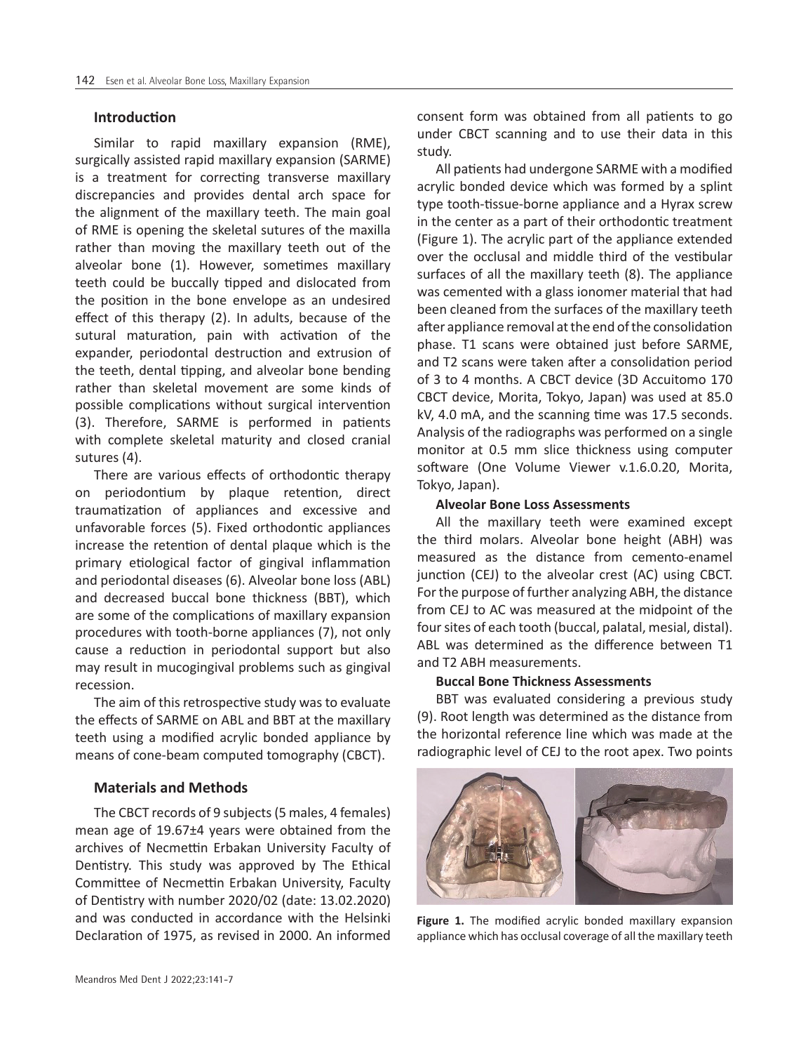## Introduction

Similar to rapid maxillary expansion (RME), surgically assisted rapid maxillary expansion (SARME) is a treatment for correcting transverse maxillary discrepancies and provides dental arch space for the alignment of the maxillary teeth. The main goal of RME is opening the skeletal sutures of the maxilla rather than moving the maxillary teeth out of the alveolar bone (1). However, sometimes maxillary teeth could be buccally tipped and dislocated from the position in the bone envelope as an undesired effect of this therapy (2). In adults, because of the sutural maturation, pain with activation of the expander, periodontal destruction and extrusion of the teeth, dental tipping, and alveolar bone bending rather than skeletal movement are some kinds of possible complications without surgical intervention (3). Therefore, SARME is performed in patients with complete skeletal maturity and closed cranial sutures (4).

There are various effects of orthodontic therapy on periodontium by plaque retention, direct traumatization of appliances and excessive and unfavorable forces (5). Fixed orthodontic appliances increase the retention of dental plaque which is the primary etiological factor of gingival inflammation and periodontal diseases (6). Alveolar bone loss (ABL) and decreased buccal bone thickness (BBT), which are some of the complications of maxillary expansion procedures with tooth-borne appliances (7), not only cause a reduction in periodontal support but also may result in mucogingival problems such as gingival recession.

The aim of this retrospective study was to evaluate the effects of SARME on ABL and BBT at the maxillary teeth using a modified acrylic bonded appliance by means of cone-beam computed tomography (CBCT).

## Materials and Methods

The CBCT records of 9 subjects (5 males, 4 females) mean age of 19.67±4 years were obtained from the archives of Necmettin Erbakan University Faculty of Dentistry. This study was approved by The Ethical Committee of Necmettin Erbakan University, Faculty of Dentistry with number 2020/02 (date: 13.02.2020) and was conducted in accordance with the Helsinki Declaration of 1975, as revised in 2000. An informed consent form was obtained from all patients to go under CBCT scanning and to use their data in this study.

All patients had undergone SARME with a modified acrylic bonded device which was formed by a splint type tooth-tissue-borne appliance and a Hyrax screw in the center as a part of their orthodontic treatment (Figure 1). The acrylic part of the appliance extended over the occlusal and middle third of the vestibular surfaces of all the maxillary teeth (8). The appliance was cemented with a glass ionomer material that had been cleaned from the surfaces of the maxillary teeth after appliance removal at the end of the consolidation phase. T1 scans were obtained just before SARME, and T2 scans were taken after a consolidation period of 3 to 4 months. A CBCT device (3D Accuitomo 170 CBCT device, Morita, Tokyo, Japan) was used at 85.0 kV, 4.0 mA, and the scanning time was 17.5 seconds. Analysis of the radiographs was performed on a single monitor at 0.5 mm slice thickness using computer software (One Volume Viewer v.1.6.0.20, Morita, Tokyo, Japan).

### Alveolar Bone Loss Assessments

All the maxillary teeth were examined except the third molars. Alveolar bone height (ABH) was measured as the distance from cemento-enamel junction (CEJ) to the alveolar crest (AC) using CBCT. For the purpose of further analyzing ABH, the distance from CEJ to AC was measured at the midpoint of the four sites of each tooth (buccal, palatal, mesial, distal). ABL was determined as the difference between T1 and T2 ABH measurements.

### Buccal Bone Thickness Assessments

BBT was evaluated considering a previous study (9). Root length was determined as the distance from the horizontal reference line which was made at the radiographic level of CEJ to the root apex. Two points

**Figure 1.** The modified acrylic bonded maxillary expansion appliance which has occlusal coverage of all the maxillary teeth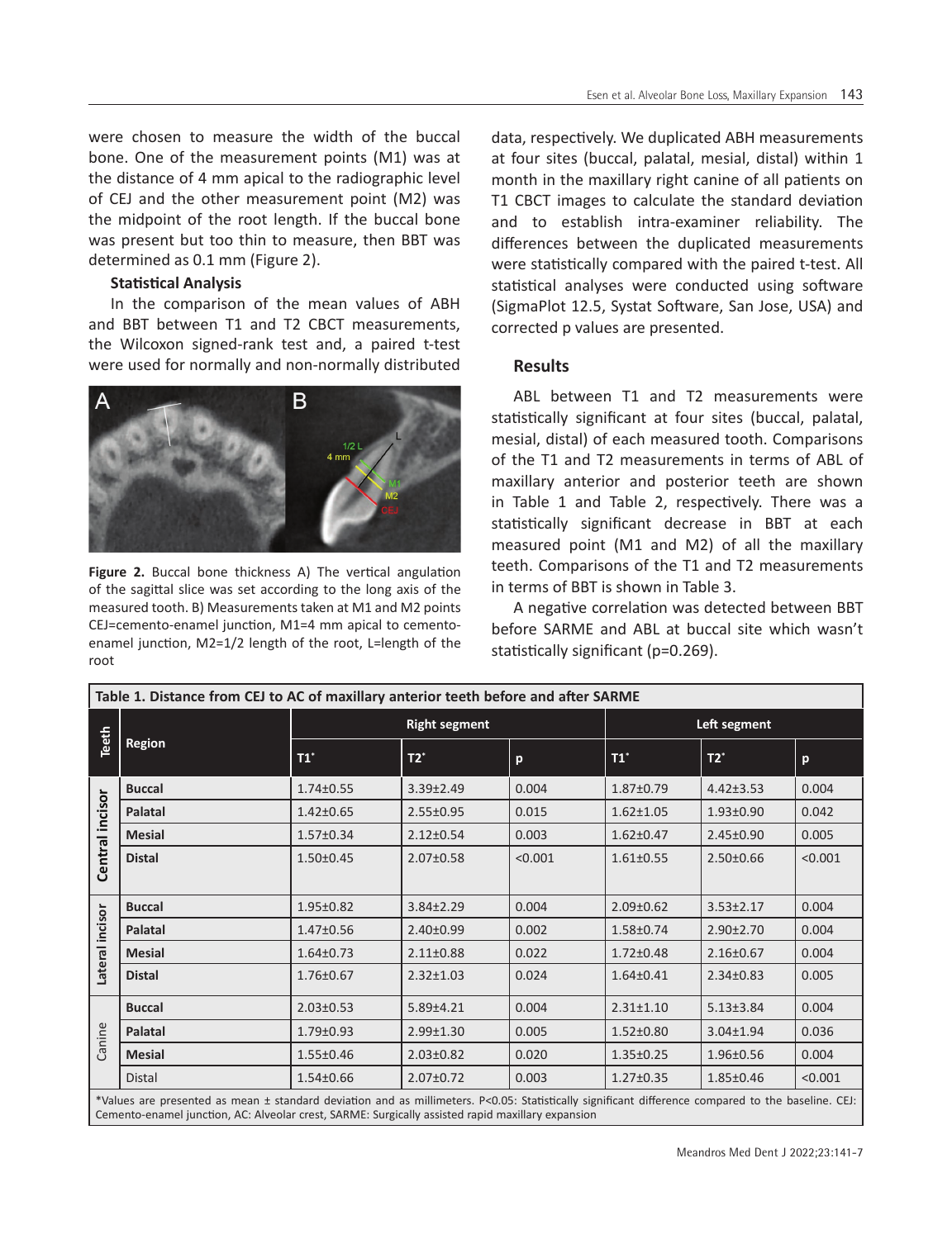were chosen to measure the width of the buccal bone. One of the measurement points (M1) was at the distance of 4 mm apical to the radiographic level of CEJ and the other measurement point (M2) was the midpoint of the root length. If the buccal bone was present but too thin to measure, then BBT was determined as 0.1 mm (Figure 2).

**Statistical Analysis**

In the comparison of the mean values of ABH and BBT between T1 and T2 CBCT measurements, the Wilcoxon signed-rank test and, a paired t-test were used for normally and non-normally distributed data, respectively. We duplicated ABH measurements at four sites (buccal, palatal, mesial, distal) within 1 month in the maxillary right canine of all patients on T1 CBCT images to calculate the standard deviation and to establish intra-examiner reliability. The differences between the duplicated measurements were statistically compared with the paired t-test. All statistical analyses were conducted using software (SigmaPlot 12.5, Systat Software, San Jose, USA) and corrected p values are presented.

**Figure 2.** Buccal bone thickness A) The vertical angulation of the sagittal slice was set according to the long axis of the measured tooth. B) Measurements taken at M1 and M2 points CEJ=cemento-enamel junction, M1=4 mm apical to cemento-enamel junction, M2=1/2 length of the root, L=length of the root

## Results

ABL between T1 and T2 measurements were statistically significant at four sites (buccal, palatal, mesial, distal) of each measured tooth. Comparisons of the T1 and T2 measurements in terms of ABL of maxillary anterior and posterior teeth are shown in Table 1 and Table 2, respectively. There was a statistically significant decrease in BBT at each measured point (M1 and M2) of all the maxillary teeth. Comparisons of the T1 and T2 measurements in terms of BBT is shown in Table 3.

A negative correlation was detected between BBT before SARME and ABL at buccal site which wasn't statistically significant (p=0.269).

**Table 1. Distance from CEJ to AC of maxillary anterior teeth before and after SARME**

| Teeth | Region | Right segment | | | Left segment | | |
|---|---|---|---|---|---|---|---|
| | | T1* | T2* | p | T1* | T2* | p |
| Central incisor | Buccal | 1.74±0.55 | 3.39±2.49 | 0.004 | 1.87±0.79 | 4.42±3.53 | 0.004 |
| | Palatal | 1.42±0.65 | 2.55±0.95 | 0.015 | 1.62±1.05 | 1.93±0.90 | 0.042 |
| | Mesial | 1.57±0.34 | 2.12±0.54 | 0.003 | 1.62±0.47 | 2.45±0.90 | 0.005 |
| | Distal | 1.50±0.45 | 2.07±0.58 | <0.001 | 1.61±0.55 | 2.50±0.66 | <0.001 |
| Lateral incisor | Buccal | 1.95±0.82 | 3.84±2.29 | 0.004 | 2.09±0.62 | 3.53±2.17 | 0.004 |
| | Palatal | 1.47±0.56 | 2.40±0.99 | 0.002 | 1.58±0.74 | 2.90±2.70 | 0.004 |
| | Mesial | 1.64±0.73 | 2.11±0.88 | 0.022 | 1.72±0.48 | 2.16±0.67 | 0.004 |
| | Distal | 1.76±0.67 | 2.32±1.03 | 0.024 | 1.64±0.41 | 2.34±0.83 | 0.005 |
| Canine | Buccal | 2.03±0.53 | 5.89±4.21 | 0.004 | 2.31±1.10 | 5.13±3.84 | 0.004 |
| | Palatal | 1.79±0.93 | 2.99±1.30 | 0.005 | 1.52±0.80 | 3.04±1.94 | 0.036 |
| | Mesial | 1.55±0.46 | 2.03±0.82 | 0.020 | 1.35±0.25 | 1.96±0.56 | 0.004 |
| | Distal | 1.54±0.66 | 2.07±0.72 | 0.003 | 1.27±0.35 | 1.85±0.46 | <0.001 |

*Values are presented as mean ± standard deviation and as millimeters. P<0.05: Statistically significant difference compared to the baseline. CEJ: Cemento-enamel junction, AC: Alveolar crest, SARME: Surgically assisted rapid maxillary expansion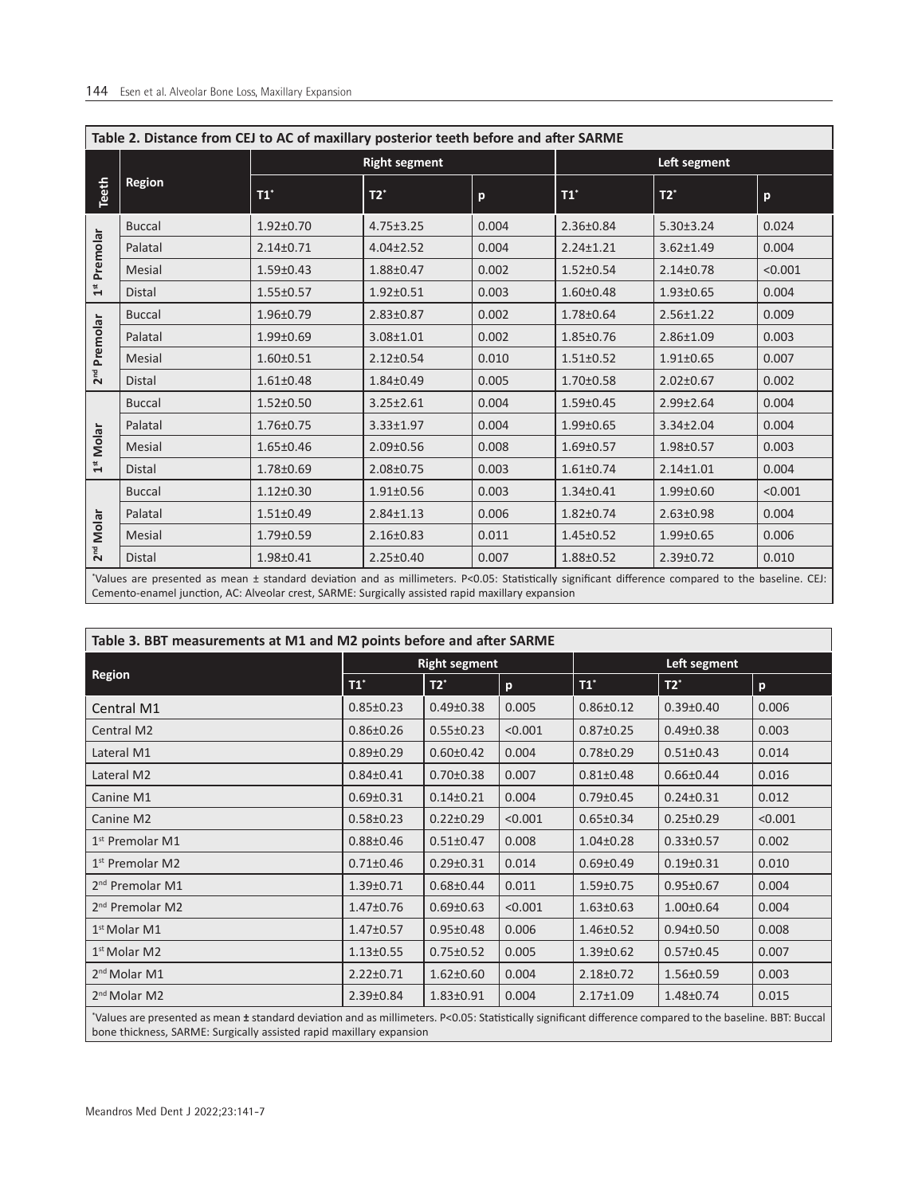**Table 2. Distance from CEJ to AC of maxillary posterior teeth before and after SARME**

| Teeth | Region | Right segment | | | Left segment | | |
|---|---|---|---|---|---|---|---|
| | | T1* | T2* | p | T1* | T2* | p |
| 1st Premolar | Buccal | 1.92±0.70 | 4.75±3.25 | 0.004 | 2.36±0.84 | 5.30±3.24 | 0.024 |
| | Palatal | 2.14±0.71 | 4.04±2.52 | 0.004 | 2.24±1.21 | 3.62±1.49 | 0.004 |
| | Mesial | 1.59±0.43 | 1.88±0.47 | 0.002 | 1.52±0.54 | 2.14±0.78 | <0.001 |
| | Distal | 1.55±0.57 | 1.92±0.51 | 0.003 | 1.60±0.48 | 1.93±0.65 | 0.004 |
| 2nd Premolar | Buccal | 1.96±0.79 | 2.83±0.87 | 0.002 | 1.78±0.64 | 2.56±1.22 | 0.009 |
| | Palatal | 1.99±0.69 | 3.08±1.01 | 0.002 | 1.85±0.76 | 2.86±1.09 | 0.003 |
| | Mesial | 1.60±0.51 | 2.12±0.54 | 0.010 | 1.51±0.52 | 1.91±0.65 | 0.007 |
| | Distal | 1.61±0.48 | 1.84±0.49 | 0.005 | 1.70±0.58 | 2.02±0.67 | 0.002 |
| 1st Molar | Buccal | 1.52±0.50 | 3.25±2.61 | 0.004 | 1.59±0.45 | 2.99±2.64 | 0.004 |
| | Palatal | 1.76±0.75 | 3.33±1.97 | 0.004 | 1.99±0.65 | 3.34±2.04 | 0.004 |
| | Mesial | 1.65±0.46 | 2.09±0.56 | 0.008 | 1.69±0.57 | 1.98±0.57 | 0.003 |
| | Distal | 1.78±0.69 | 2.08±0.75 | 0.003 | 1.61±0.74 | 2.14±1.01 | 0.004 |
| 2nd Molar | Buccal | 1.12±0.30 | 1.91±0.56 | 0.003 | 1.34±0.41 | 1.99±0.60 | <0.001 |
| | Palatal | 1.51±0.49 | 2.84±1.13 | 0.006 | 1.82±0.74 | 2.63±0.98 | 0.004 |
| | Mesial | 1.79±0.59 | 2.16±0.83 | 0.011 | 1.45±0.52 | 1.99±0.65 | 0.006 |
| | Distal | 1.98±0.41 | 2.25±0.40 | 0.007 | 1.88±0.52 | 2.39±0.72 | 0.010 |

*Values are presented as mean ± standard deviation and as millimeters. P<0.05: Statistically significant difference compared to the baseline. CEJ: Cemento-enamel junction, AC: Alveolar crest, SARME: Surgically assisted rapid maxillary expansion

**Table 3. BBT measurements at M1 and M2 points before and after SARME**

| Region | Right segment | | | Left segment | | |
|---|---|---|---|---|---|---|
| | T1* | T2* | p | T1* | T2* | p |
| Central M1 | 0.85±0.23 | 0.49±0.38 | 0.005 | 0.86±0.12 | 0.39±0.40 | 0.006 |
| Central M2 | 0.86±0.26 | 0.55±0.23 | <0.001 | 0.87±0.25 | 0.49±0.38 | 0.003 |
| Lateral M1 | 0.89±0.29 | 0.60±0.42 | 0.004 | 0.78±0.29 | 0.51±0.43 | 0.014 |
| Lateral M2 | 0.84±0.41 | 0.70±0.38 | 0.007 | 0.81±0.48 | 0.66±0.44 | 0.016 |
| Canine M1 | 0.69±0.31 | 0.14±0.21 | 0.004 | 0.79±0.45 | 0.24±0.31 | 0.012 |
| Canine M2 | 0.58±0.23 | 0.22±0.29 | <0.001 | 0.65±0.34 | 0.25±0.29 | <0.001 |
| 1st Premolar M1 | 0.88±0.46 | 0.51±0.47 | 0.008 | 1.04±0.28 | 0.33±0.57 | 0.002 |
| 1st Premolar M2 | 0.71±0.46 | 0.29±0.31 | 0.014 | 0.69±0.49 | 0.19±0.31 | 0.010 |
| 2nd Premolar M1 | 1.39±0.71 | 0.68±0.44 | 0.011 | 1.59±0.75 | 0.95±0.67 | 0.004 |
| 2nd Premolar M2 | 1.47±0.76 | 0.69±0.63 | <0.001 | 1.63±0.63 | 1.00±0.64 | 0.004 |
| 1st Molar M1 | 1.47±0.57 | 0.95±0.48 | 0.006 | 1.46±0.52 | 0.94±0.50 | 0.008 |
| 1st Molar M2 | 1.13±0.55 | 0.75±0.52 | 0.005 | 1.39±0.62 | 0.57±0.45 | 0.007 |
| 2nd Molar M1 | 2.22±0.71 | 1.62±0.60 | 0.004 | 2.18±0.72 | 1.56±0.59 | 0.003 |
| 2nd Molar M2 | 2.39±0.84 | 1.83±0.91 | 0.004 | 2.17±1.09 | 1.48±0.74 | 0.015 |

*Values are presented as mean ± standard deviation and as millimeters. P<0.05: Statistically significant difference compared to the baseline. BBT: Buccal bone thickness, SARME: Surgically assisted rapid maxillary expansion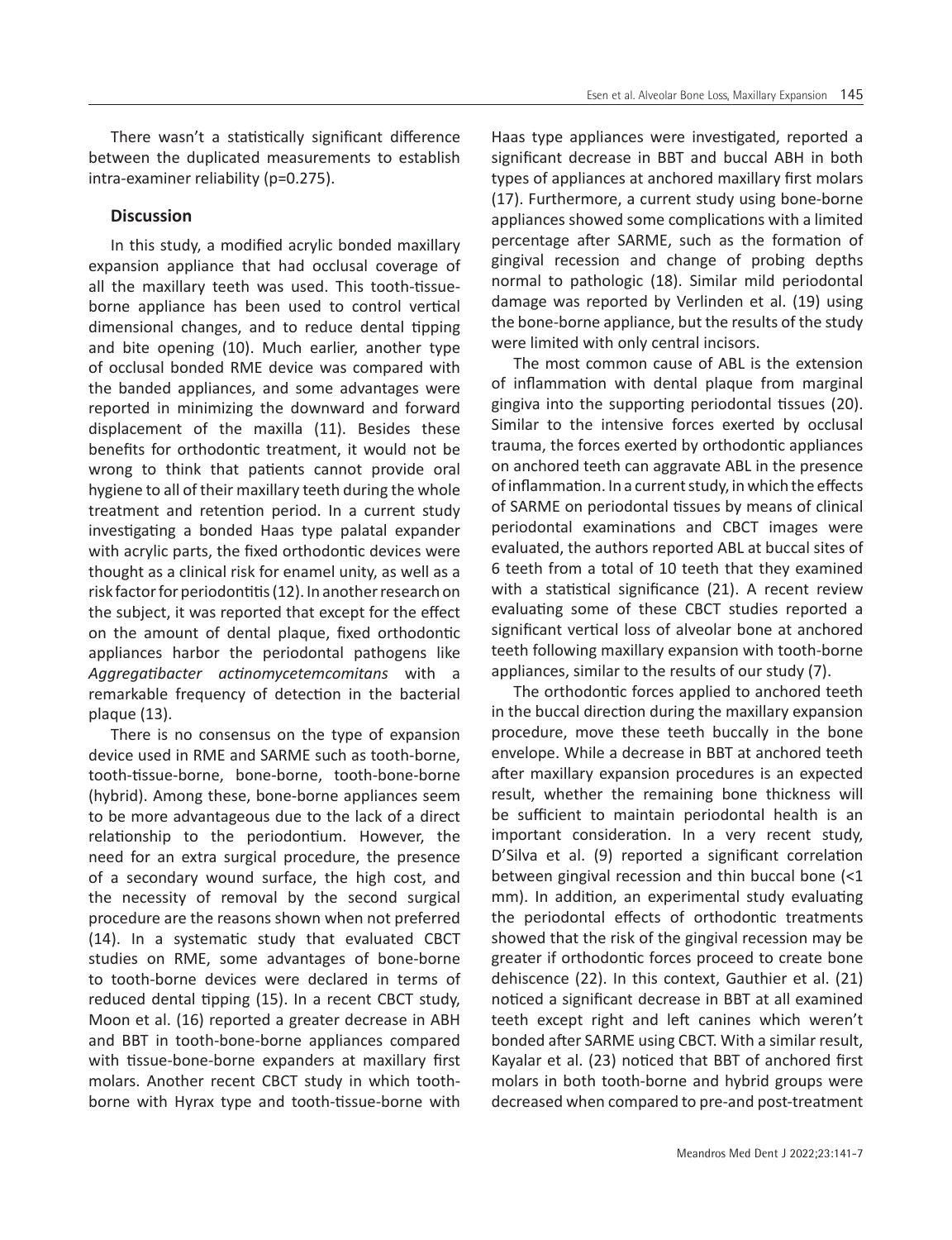There wasn't a statistically significant difference between the duplicated measurements to establish intra-examiner reliability (p=0.275).

## Discussion

In this study, a modified acrylic bonded maxillary expansion appliance that had occlusal coverage of all the maxillary teeth was used. This tooth-tissue-borne appliance has been used to control vertical dimensional changes, and to reduce dental tipping and bite opening (10). Much earlier, another type of occlusal bonded RME device was compared with the banded appliances, and some advantages were reported in minimizing the downward and forward displacement of the maxilla (11). Besides these benefits for orthodontic treatment, it would not be wrong to think that patients cannot provide oral hygiene to all of their maxillary teeth during the whole treatment and retention period. In a current study investigating a bonded Haas type palatal expander with acrylic parts, the fixed orthodontic devices were thought as a clinical risk for enamel unity, as well as a risk factor for periodontitis (12). In another research on the subject, it was reported that except for the effect on the amount of dental plaque, fixed orthodontic appliances harbor the periodontal pathogens like *Aggregatibacter actinomycetemcomitans* with a remarkable frequency of detection in the bacterial plaque (13).

There is no consensus on the type of expansion device used in RME and SARME such as tooth-borne, tooth-tissue-borne, bone-borne, tooth-bone-borne (hybrid). Among these, bone-borne appliances seem to be more advantageous due to the lack of a direct relationship to the periodontium. However, the need for an extra surgical procedure, the presence of a secondary wound surface, the high cost, and the necessity of removal by the second surgical procedure are the reasons shown when not preferred (14). In a systematic study that evaluated CBCT studies on RME, some advantages of bone-borne to tooth-borne devices were declared in terms of reduced dental tipping (15). In a recent CBCT study, Moon et al. (16) reported a greater decrease in ABH and BBT in tooth-bone-borne appliances compared with tissue-bone-borne expanders at maxillary first molars. Another recent CBCT study in which tooth-borne with Hyrax type and tooth-tissue-borne with Haas type appliances were investigated, reported a significant decrease in BBT and buccal ABH in both types of appliances at anchored maxillary first molars (17). Furthermore, a current study using bone-borne appliances showed some complications with a limited percentage after SARME, such as the formation of gingival recession and change of probing depths normal to pathologic (18). Similar mild periodontal damage was reported by Verlinden et al. (19) using the bone-borne appliance, but the results of the study were limited with only central incisors.

The most common cause of ABL is the extension of inflammation with dental plaque from marginal gingiva into the supporting periodontal tissues (20). Similar to the intensive forces exerted by occlusal trauma, the forces exerted by orthodontic appliances on anchored teeth can aggravate ABL in the presence of inflammation. In a current study, in which the effects of SARME on periodontal tissues by means of clinical periodontal examinations and CBCT images were evaluated, the authors reported ABL at buccal sites of 6 teeth from a total of 10 teeth that they examined with a statistical significance (21). A recent review evaluating some of these CBCT studies reported a significant vertical loss of alveolar bone at anchored teeth following maxillary expansion with tooth-borne appliances, similar to the results of our study (7).

The orthodontic forces applied to anchored teeth in the buccal direction during the maxillary expansion procedure, move these teeth buccally in the bone envelope. While a decrease in BBT at anchored teeth after maxillary expansion procedures is an expected result, whether the remaining bone thickness will be sufficient to maintain periodontal health is an important consideration. In a very recent study, D'Silva et al. (9) reported a significant correlation between gingival recession and thin buccal bone (<1 mm). In addition, an experimental study evaluating the periodontal effects of orthodontic treatments showed that the risk of the gingival recession may be greater if orthodontic forces proceed to create bone dehiscence (22). In this context, Gauthier et al. (21) noticed a significant decrease in BBT at all examined teeth except right and left canines which weren't bonded after SARME using CBCT. With a similar result, Kayalar et al. (23) noticed that BBT of anchored first molars in both tooth-borne and hybrid groups were decreased when compared to pre-and post-treatment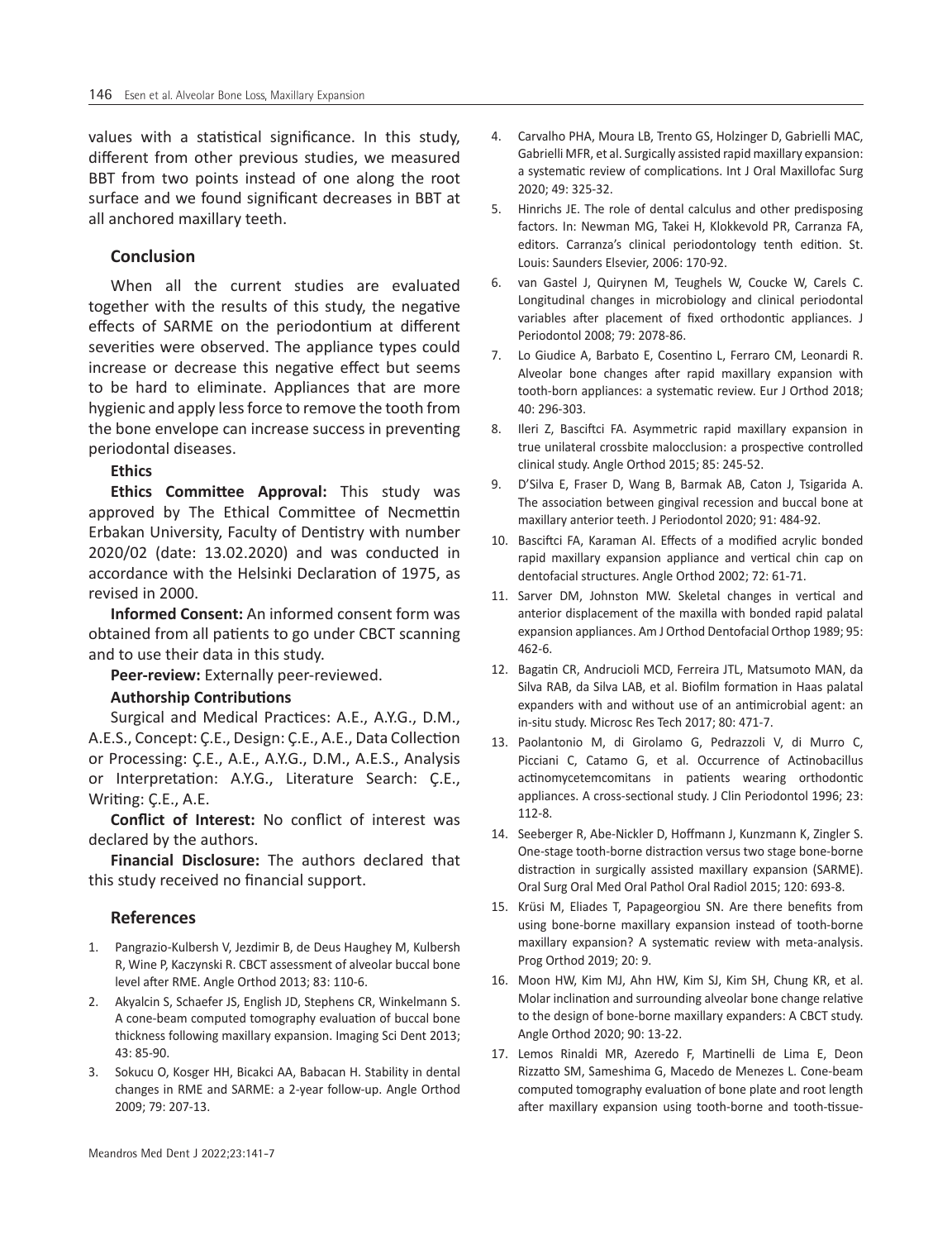values with a statistical significance. In this study, different from other previous studies, we measured BBT from two points instead of one along the root surface and we found significant decreases in BBT at all anchored maxillary teeth.

## Conclusion

When all the current studies are evaluated together with the results of this study, the negative effects of SARME on the periodontium at different severities were observed. The appliance types could increase or decrease this negative effect but seems to be hard to eliminate. Appliances that are more hygienic and apply less force to remove the tooth from the bone envelope can increase success in preventing periodontal diseases.

**Ethics**

**Ethics Committee Approval:** This study was approved by The Ethical Committee of Necmettin Erbakan University, Faculty of Dentistry with number 2020/02 (date: 13.02.2020) and was conducted in accordance with the Helsinki Declaration of 1975, as revised in 2000.

**Informed Consent:** An informed consent form was obtained from all patients to go under CBCT scanning and to use their data in this study.

**Peer-review:** Externally peer-reviewed.

**Authorship Contributions**

Surgical and Medical Practices: A.E., A.Y.G., D.M., A.E.S., Concept: Ç.E., Design: Ç.E., A.E., Data Collection or Processing: Ç.E., A.E., A.Y.G., D.M., A.E.S., Analysis or Interpretation: A.Y.G., Literature Search: Ç.E., Writing: Ç.E., A.E.

**Conflict of Interest:** No conflict of interest was declared by the authors.

**Financial Disclosure:** The authors declared that this study received no financial support.

## References

1. Pangrazio-Kulbersh V, Jezdimir B, de Deus Haughey M, Kulbersh R, Wine P, Kaczynski R. CBCT assessment of alveolar buccal bone level after RME. Angle Orthod 2013; 83: 110-6.
2. Akyalcin S, Schaefer JS, English JD, Stephens CR, Winkelmann S. A cone-beam computed tomography evaluation of buccal bone thickness following maxillary expansion. Imaging Sci Dent 2013; 43: 85-90.
3. Sokucu O, Kosger HH, Bicakci AA, Babacan H. Stability in dental changes in RME and SARME: a 2-year follow-up. Angle Orthod 2009; 79: 207-13.
4. Carvalho PHA, Moura LB, Trento GS, Holzinger D, Gabrielli MAC, Gabrielli MFR, et al. Surgically assisted rapid maxillary expansion: a systematic review of complications. Int J Oral Maxillofac Surg 2020; 49: 325-32.
5. Hinrichs JE. The role of dental calculus and other predisposing factors. In: Newman MG, Takei H, Klokkevold PR, Carranza FA, editors. Carranza's clinical periodontology tenth edition. St. Louis: Saunders Elsevier, 2006: 170-92.
6. van Gastel J, Quirynen M, Teughels W, Coucke W, Carels C. Longitudinal changes in microbiology and clinical periodontal variables after placement of fixed orthodontic appliances. J Periodontol 2008; 79: 2078-86.
7. Lo Giudice A, Barbato E, Cosentino L, Ferraro CM, Leonardi R. Alveolar bone changes after rapid maxillary expansion with tooth-born appliances: a systematic review. Eur J Orthod 2018; 40: 296-303.
8. Ileri Z, Basciftci FA. Asymmetric rapid maxillary expansion in true unilateral crossbite malocclusion: a prospective controlled clinical study. Angle Orthod 2015; 85: 245-52.
9. D'Silva E, Fraser D, Wang B, Barmak AB, Caton J, Tsigarida A. The association between gingival recession and buccal bone at maxillary anterior teeth. J Periodontol 2020; 91: 484-92.
10. Basciftci FA, Karaman AI. Effects of a modified acrylic bonded rapid maxillary expansion appliance and vertical chin cap on dentofacial structures. Angle Orthod 2002; 72: 61-71.
11. Sarver DM, Johnston MW. Skeletal changes in vertical and anterior displacement of the maxilla with bonded rapid palatal expansion appliances. Am J Orthod Dentofacial Orthop 1989; 95: 462-6.
12. Bagatin CR, Andrucioli MCD, Ferreira JTL, Matsumoto MAN, da Silva RAB, da Silva LAB, et al. Biofilm formation in Haas palatal expanders with and without use of an antimicrobial agent: an in-situ study. Microsc Res Tech 2017; 80: 471-7.
13. Paolantonio M, di Girolamo G, Pedrazzoli V, di Murro C, Picciani C, Catamo G, et al. Occurrence of Actinobacillus actinomycetemcomitans in patients wearing orthodontic appliances. A cross-sectional study. J Clin Periodontol 1996; 23: 112-8.
14. Seeberger R, Abe-Nickler D, Hoffmann J, Kunzmann K, Zingler S. One-stage tooth-borne distraction versus two stage bone-borne distraction in surgically assisted maxillary expansion (SARME). Oral Surg Oral Med Oral Pathol Oral Radiol 2015; 120: 693-8.
15. Krüsi M, Eliades T, Papageorgiou SN. Are there benefits from using bone-borne maxillary expansion instead of tooth-borne maxillary expansion? A systematic review with meta-analysis. Prog Orthod 2019; 20: 9.
16. Moon HW, Kim MJ, Ahn HW, Kim SJ, Kim SH, Chung KR, et al. Molar inclination and surrounding alveolar bone change relative to the design of bone-borne maxillary expanders: A CBCT study. Angle Orthod 2020; 90: 13-22.
17. Lemos Rinaldi MR, Azeredo F, Martinelli de Lima E, Deon Rizzatto SM, Sameshima G, Macedo de Menezes L. Cone-beam computed tomography evaluation of bone plate and root length after maxillary expansion using tooth-borne and tooth-tissue-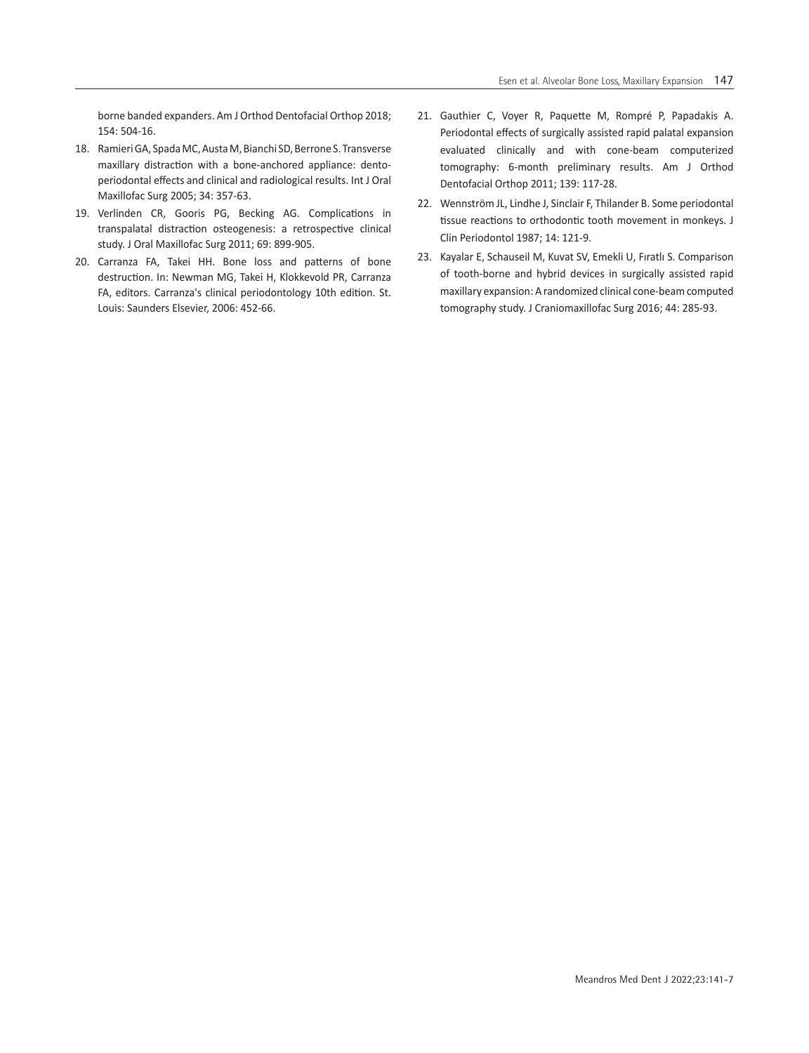borne banded expanders. Am J Orthod Dentofacial Orthop 2018; 154: 504-16.

18. Ramieri GA, Spada MC, Austa M, Bianchi SD, Berrone S. Transverse maxillary distraction with a bone-anchored appliance: dento-periodontal effects and clinical and radiological results. Int J Oral Maxillofac Surg 2005; 34: 357-63.
19. Verlinden CR, Gooris PG, Becking AG. Complications in transpalatal distraction osteogenesis: a retrospective clinical study. J Oral Maxillofac Surg 2011; 69: 899-905.
20. Carranza FA, Takei HH. Bone loss and patterns of bone destruction. In: Newman MG, Takei H, Klokkevold PR, Carranza FA, editors. Carranza's clinical periodontology 10th edition. St. Louis: Saunders Elsevier, 2006: 452-66.
21. Gauthier C, Voyer R, Paquette M, Rompré P, Papadakis A. Periodontal effects of surgically assisted rapid palatal expansion evaluated clinically and with cone-beam computerized tomography: 6-month preliminary results. Am J Orthod Dentofacial Orthop 2011; 139: 117-28.
22. Wennström JL, Lindhe J, Sinclair F, Thilander B. Some periodontal tissue reactions to orthodontic tooth movement in monkeys. J Clin Periodontol 1987; 14: 121-9.
23. Kayalar E, Schauseil M, Kuvat SV, Emekli U, Fıratlı S. Comparison of tooth-borne and hybrid devices in surgically assisted rapid maxillary expansion: A randomized clinical cone-beam computed tomography study. J Craniomaxillofac Surg 2016; 44: 285-93.